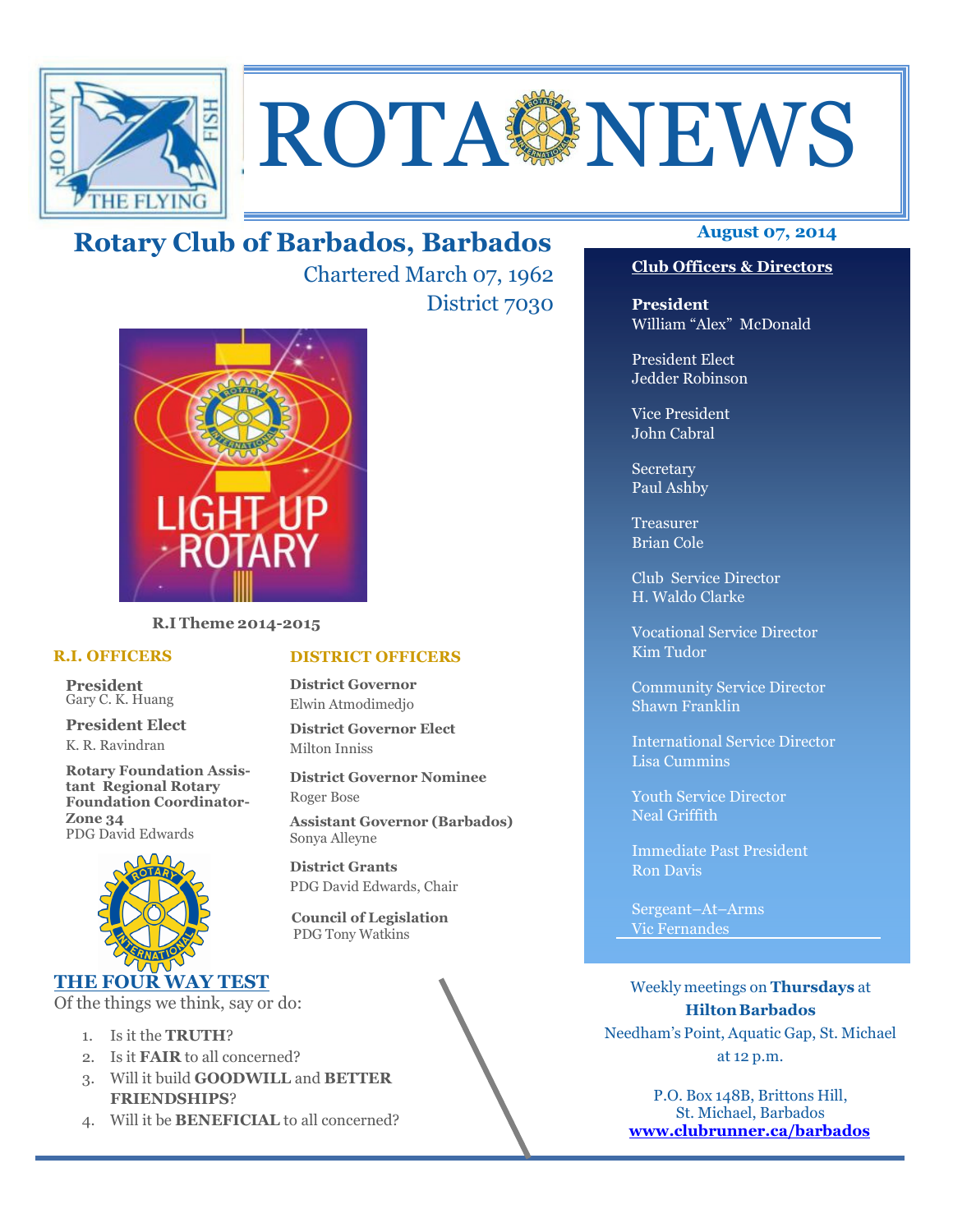# ROTA NEWS

## Rotary Club of Barbados, Barbados

Chartered March 07, 1962

District 7030

**August 07, 2014**

LIGHT UP ROTARY

**R.I Theme 2014-2015**

### R.I. OFFICERS

**President**
Gary C. K. Huang

**President Elect**
K. R. Ravindran

**Rotary Foundation Assistant Regional Rotary Foundation Coordinator-Zone 34**
PDG David Edwards

### DISTRICT OFFICERS

**District Governor**
Elwin Atmodimedjo

**District Governor Elect**
Milton Inniss

**District Governor Nominee**
Roger Bose

**Assistant Governor (Barbados)**
Sonya Alleyne

**District Grants**
PDG David Edwards, Chair

**Council of Legislation**
PDG Tony Watkins

### THE FOUR WAY TEST

Of the things we think, say or do:

1. Is it the **TRUTH**?
2. Is it **FAIR** to all concerned?
3. Will it build **GOODWILL** and **BETTER FRIENDSHIPS**?
4. Will it be **BENEFICIAL** to all concerned?

### Club Officers & Directors

**President**
William "Alex" McDonald

President Elect
Jedder Robinson

Vice President
John Cabral

Secretary
Paul Ashby

Treasurer
Brian Cole

Club Service Director
H. Waldo Clarke

Vocational Service Director
Kim Tudor

Community Service Director
Shawn Franklin

International Service Director
Lisa Cummins

Youth Service Director
Neal Griffith

Immediate Past President
Ron Davis

Sergeant–At–Arms
Vic Fernandes

Weekly meetings on **Thursdays** at
**Hilton Barbados**
Needham's Point, Aquatic Gap, St. Michael
at 12 p.m.

P.O. Box 148B, Brittons Hill,
St. Michael, Barbados
**www.clubrunner.ca/barbados**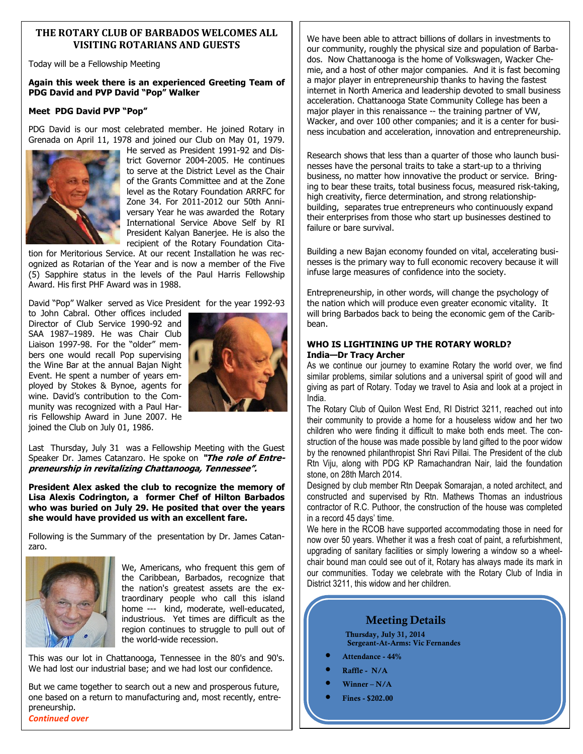## THE ROTARY CLUB OF BARBADOS WELCOMES ALL VISITING ROTARIANS AND GUESTS

Today will be a Fellowship Meeting

**Again this week there is an experienced Greeting Team of PDG David and PVP David "Pop" Walker**

**Meet PDG David PVP "Pop"**

PDG David is our most celebrated member. He joined Rotary in Grenada on April 11, 1978 and joined our Club on May 01, 1979. He served as President 1991-92 and District Governor 2004-2005. He continues to serve at the District Level as the Chair of the Grants Committee and at the Zone level as the Rotary Foundation ARRFC for Zone 34. For 2011-2012 our 50th Anniversary Year he was awarded the Rotary International Service Above Self by RI President Kalyan Banerjee. He is also the recipient of the Rotary Foundation Citation for Meritorious Service. At our recent Installation he was recognized as Rotarian of the Year and is now a member of the Five (5) Sapphire status in the levels of the Paul Harris Fellowship Award. His first PHF Award was in 1988.

David "Pop" Walker served as Vice President for the year 1992-93 to John Cabral. Other offices included Director of Club Service 1990-92 and SAA 1987–1989. He was Chair Club Liaison 1997-98. For the "older" members one would recall Pop supervising the Wine Bar at the annual Bajan Night Event. He spent a number of years employed by Stokes & Bynoe, agents for wine. David's contribution to the Community was recognized with a Paul Harris Fellowship Award in June 2007. He joined the Club on July 01, 1986.

Last Thursday, July 31 was a Fellowship Meeting with the Guest Speaker Dr. James Catanzaro. He spoke on ***"The role of Entrepreneurship in revitalizing Chattanooga, Tennessee".***

**President Alex asked the club to recognize the memory of Lisa Alexis Codrington, a former Chef of Hilton Barbados who was buried on July 29. He posited that over the years she would have provided us with an excellent fare.**

Following is the Summary of the presentation by Dr. James Catanzaro.

We, Americans, who frequent this gem of the Caribbean, Barbados, recognize that the nation's greatest assets are the extraordinary people who call this island home --- kind, moderate, well-educated, industrious. Yet times are difficult as the region continues to struggle to pull out of the world-wide recession.

This was our lot in Chattanooga, Tennessee in the 80's and 90's. We had lost our industrial base; and we had lost our confidence.

But we came together to search out a new and prosperous future, one based on a return to manufacturing and, most recently, entrepreneurship.

***Continued over***

We have been able to attract billions of dollars in investments to our community, roughly the physical size and population of Barbados. Now Chattanooga is the home of Volkswagen, Wacker Chemie, and a host of other major companies. And it is fast becoming a major player in entrepreneurship thanks to having the fastest internet in North America and leadership devoted to small business acceleration. Chattanooga State Community College has been a major player in this renaissance -- the training partner of VW, Wacker, and over 100 other companies; and it is a center for business incubation and acceleration, innovation and entrepreneurship.

Research shows that less than a quarter of those who launch businesses have the personal traits to take a start-up to a thriving business, no matter how innovative the product or service. Bringing to bear these traits, total business focus, measured risk-taking, high creativity, fierce determination, and strong relationship-building, separates true entrepreneurs who continuously expand their enterprises from those who start up businesses destined to failure or bare survival.

Building a new Bajan economy founded on vital, accelerating businesses is the primary way to full economic recovery because it will infuse large measures of confidence into the society.

Entrepreneurship, in other words, will change the psychology of the nation which will produce even greater economic vitality. It will bring Barbados back to being the economic gem of the Caribbean.

**WHO IS LIGHTINING UP THE ROTARY WORLD?**
**India—Dr Tracy Archer**

As we continue our journey to examine Rotary the world over, we find similar problems, similar solutions and a universal spirit of good will and giving as part of Rotary. Today we travel to Asia and look at a project in India.

The Rotary Club of Quilon West End, RI District 3211, reached out into their community to provide a home for a houseless widow and her two children who were finding it difficult to make both ends meet. The construction of the house was made possible by land gifted to the poor widow by the renowned philanthropist Shri Ravi Pillai. The President of the club Rtn Viju, along with PDG KP Ramachandran Nair, laid the foundation stone, on 28th March 2014.

Designed by club member Rtn Deepak Somarajan, a noted architect, and constructed and supervised by Rtn. Mathews Thomas an industrious contractor of R.C. Puthoor, the construction of the house was completed in a record 45 days' time.

We here in the RCOB have supported accommodating those in need for now over 50 years. Whether it was a fresh coat of paint, a refurbishment, upgrading of sanitary facilities or simply lowering a window so a wheelchair bound man could see out of it, Rotary has always made its mark in our communities. Today we celebrate with the Rotary Club of India in District 3211, this widow and her children.

### Meeting Details

**Thursday, July 31, 2014**
**Sergeant-At-Arms: Vic Fernandes**

- **Attendance - 44%**
- **Raffle - N/A**
- **Winner – N/A**
- **Fines - $202.00**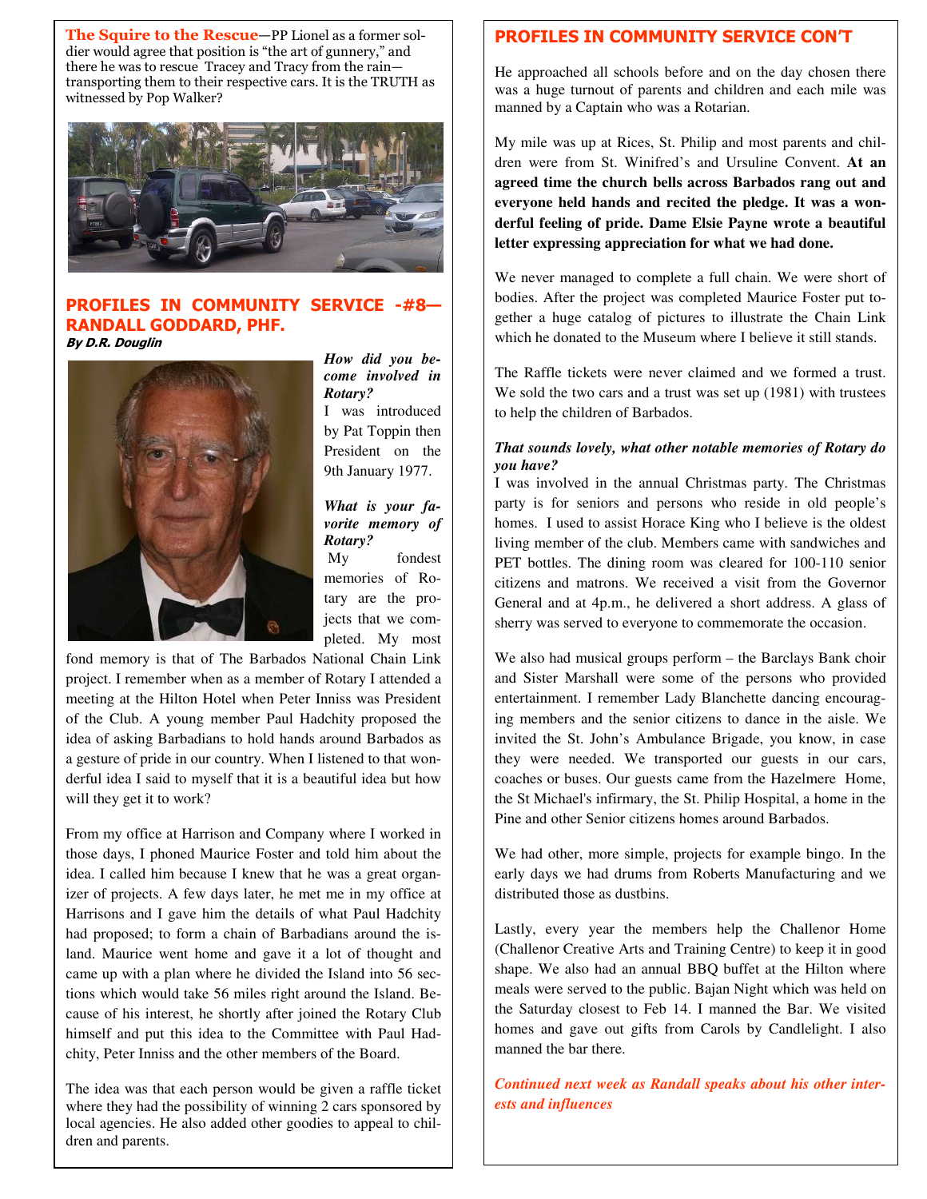**The Squire to the Rescue**—PP Lionel as a former soldier would agree that position is "the art of gunnery," and there he was to rescue Tracey and Tracy from the rain—transporting them to their respective cars. It is the TRUTH as witnessed by Pop Walker?

## PROFILES IN COMMUNITY SERVICE -#8—RANDALL GODDARD, PHF.

***By D.R. Douglin***

***How did you become involved in Rotary?***

I was introduced by Pat Toppin then President on the 9th January 1977.

***What is your favorite memory of Rotary?***

My fondest memories of Rotary are the projects that we completed. My most fond memory is that of The Barbados National Chain Link project. I remember when as a member of Rotary I attended a meeting at the Hilton Hotel when Peter Inniss was President of the Club. A young member Paul Hadchity proposed the idea of asking Barbadians to hold hands around Barbados as a gesture of pride in our country. When I listened to that wonderful idea I said to myself that it is a beautiful idea but how will they get it to work?

From my office at Harrison and Company where I worked in those days, I phoned Maurice Foster and told him about the idea. I called him because I knew that he was a great organizer of projects. A few days later, he met me in my office at Harrisons and I gave him the details of what Paul Hadchity had proposed; to form a chain of Barbadians around the island. Maurice went home and gave it a lot of thought and came up with a plan where he divided the Island into 56 sections which would take 56 miles right around the Island. Because of his interest, he shortly after joined the Rotary Club himself and put this idea to the Committee with Paul Hadchity, Peter Inniss and the other members of the Board.

The idea was that each person would be given a raffle ticket where they had the possibility of winning 2 cars sponsored by local agencies. He also added other goodies to appeal to children and parents.

## PROFILES IN COMMUNITY SERVICE CON'T

He approached all schools before and on the day chosen there was a huge turnout of parents and children and each mile was manned by a Captain who was a Rotarian.

My mile was up at Rices, St. Philip and most parents and children were from St. Winifred's and Ursuline Convent. **At an agreed time the church bells across Barbados rang out and everyone held hands and recited the pledge. It was a wonderful feeling of pride. Dame Elsie Payne wrote a beautiful letter expressing appreciation for what we had done.**

We never managed to complete a full chain. We were short of bodies. After the project was completed Maurice Foster put together a huge catalog of pictures to illustrate the Chain Link which he donated to the Museum where I believe it still stands.

The Raffle tickets were never claimed and we formed a trust. We sold the two cars and a trust was set up (1981) with trustees to help the children of Barbados.

***That sounds lovely, what other notable memories of Rotary do you have?***

I was involved in the annual Christmas party. The Christmas party is for seniors and persons who reside in old people's homes. I used to assist Horace King who I believe is the oldest living member of the club. Members came with sandwiches and PET bottles. The dining room was cleared for 100-110 senior citizens and matrons. We received a visit from the Governor General and at 4p.m., he delivered a short address. A glass of sherry was served to everyone to commemorate the occasion.

We also had musical groups perform – the Barclays Bank choir and Sister Marshall were some of the persons who provided entertainment. I remember Lady Blanchette dancing encouraging members and the senior citizens to dance in the aisle. We invited the St. John's Ambulance Brigade, you know, in case they were needed. We transported our guests in our cars, coaches or buses. Our guests came from the Hazelmere Home, the St Michael's infirmary, the St. Philip Hospital, a home in the Pine and other Senior citizens homes around Barbados.

We had other, more simple, projects for example bingo. In the early days we had drums from Roberts Manufacturing and we distributed those as dustbins.

Lastly, every year the members help the Challenor Home (Challenor Creative Arts and Training Centre) to keep it in good shape. We also had an annual BBQ buffet at the Hilton where meals were served to the public. Bajan Night which was held on the Saturday closest to Feb 14. I manned the Bar. We visited homes and gave out gifts from Carols by Candlelight. I also manned the bar there.

***Continued next week as Randall speaks about his other interests and influences***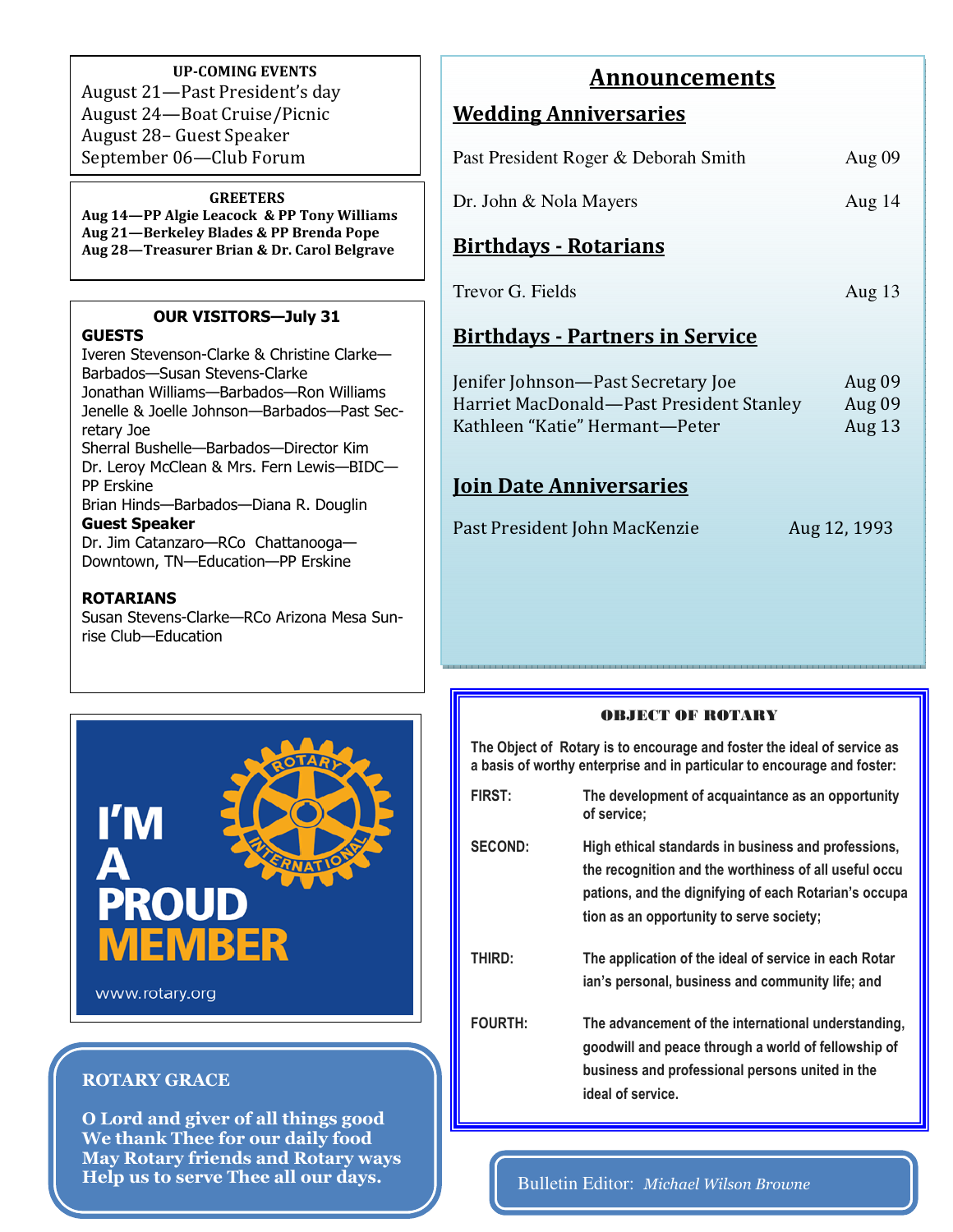**UP-COMING EVENTS**

August 21—Past President's day
August 24—Boat Cruise/Picnic
August 28– Guest Speaker
September 06—Club Forum

**GREETERS**

**Aug 14—PP Algie Leacock & PP Tony Williams**
**Aug 21—Berkeley Blades & PP Brenda Pope**
**Aug 28—Treasurer Brian & Dr. Carol Belgrave**

**OUR VISITORS—July 31**

**GUESTS**

Iveren Stevenson-Clarke & Christine Clarke—Barbados—Susan Stevens-Clarke
Jonathan Williams—Barbados—Ron Williams
Jenelle & Joelle Johnson—Barbados—Past Secretary Joe
Sherral Bushelle—Barbados—Director Kim
Dr. Leroy McClean & Mrs. Fern Lewis—BIDC—PP Erskine
Brian Hinds—Barbados—Diana R. Douglin

**Guest Speaker**

Dr. Jim Catanzaro—RCo Chattanooga—Downtown, TN—Education—PP Erskine

**ROTARIANS**

Susan Stevens-Clarke—RCo Arizona Mesa Sunrise Club—Education

I'M A PROUD MEMBER
www.rotary.org

**ROTARY GRACE**

**O Lord and giver of all things good**
**We thank Thee for our daily food**
**May Rotary friends and Rotary ways**
**Help us to serve Thee all our days.**

# Announcements

## Wedding Anniversaries

| | |
|---|---|
| Past President Roger & Deborah Smith | Aug 09 |
| Dr. John & Nola Mayers | Aug 14 |

## Birthdays - Rotarians

| | |
|---|---|
| Trevor G. Fields | Aug 13 |

## Birthdays - Partners in Service

| | |
|---|---|
| Jenifer Johnson—Past Secretary Joe | Aug 09 |
| Harriet MacDonald—Past President Stanley | Aug 09 |
| Kathleen "Katie" Hermant—Peter | Aug 13 |

## Join Date Anniversaries

| | |
|---|---|
| Past President John MacKenzie | Aug 12, 1993 |

**OBJECT OF ROTARY**

**The Object of Rotary is to encourage and foster the ideal of service as a basis of worthy enterprise and in particular to encourage and foster:**

**FIRST:** The development of acquaintance as an opportunity of service;

**SECOND:** High ethical standards in business and professions, the recognition and the worthiness of all useful occupations, and the dignifying of each Rotarian's occupation as an opportunity to serve society;

**THIRD:** The application of the ideal of service in each Rotarian's personal, business and community life; and

**FOURTH:** The advancement of the international understanding, goodwill and peace through a world of fellowship of business and professional persons united in the ideal of service.

Bulletin Editor: *Michael Wilson Browne*